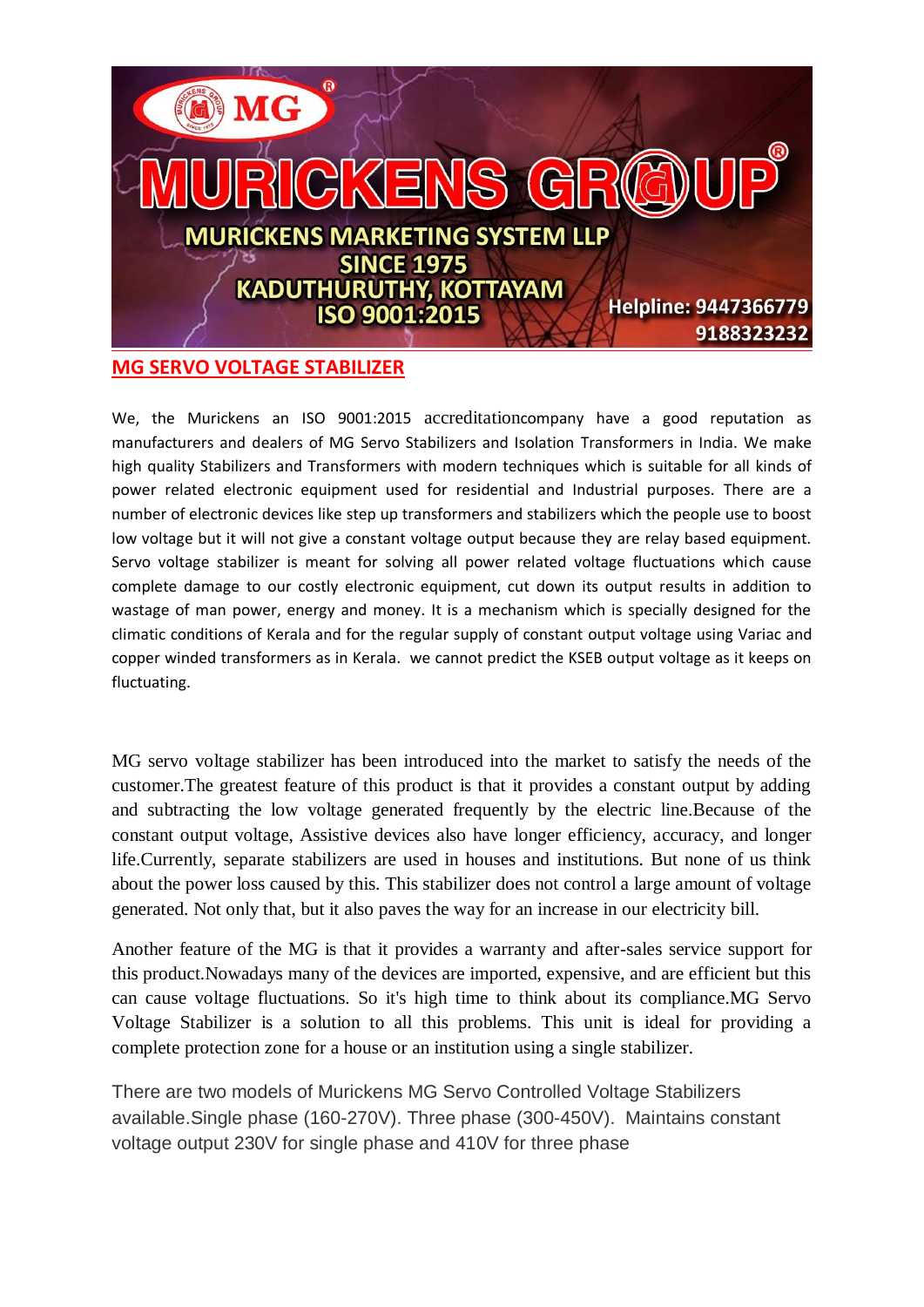# MURICKENS GROUP

**MURICKENS MARKETING SYSTEM LLP**
**SINCE 1975**
**KADUTHURUTHY, KOTTAYAM**
**ISO 9001:2015**

**Helpline: 9447366779**
**9188323232**

## MG SERVO VOLTAGE STABILIZER

We, the Murickens an ISO 9001:2015 accreditationcompany have a good reputation as manufacturers and dealers of MG Servo Stabilizers and Isolation Transformers in India. We make high quality Stabilizers and Transformers with modern techniques which is suitable for all kinds of power related electronic equipment used for residential and Industrial purposes. There are a number of electronic devices like step up transformers and stabilizers which the people use to boost low voltage but it will not give a constant voltage output because they are relay based equipment. Servo voltage stabilizer is meant for solving all power related voltage fluctuations which cause complete damage to our costly electronic equipment, cut down its output results in addition to wastage of man power, energy and money. It is a mechanism which is specially designed for the climatic conditions of Kerala and for the regular supply of constant output voltage using Variac and copper winded transformers as in Kerala. we cannot predict the KSEB output voltage as it keeps on fluctuating.

MG servo voltage stabilizer has been introduced into the market to satisfy the needs of the customer.The greatest feature of this product is that it provides a constant output by adding and subtracting the low voltage generated frequently by the electric line.Because of the constant output voltage, Assistive devices also have longer efficiency, accuracy, and longer life.Currently, separate stabilizers are used in houses and institutions. But none of us think about the power loss caused by this. This stabilizer does not control a large amount of voltage generated. Not only that, but it also paves the way for an increase in our electricity bill.

Another feature of the MG is that it provides a warranty and after-sales service support for this product.Nowadays many of the devices are imported, expensive, and are efficient but this can cause voltage fluctuations. So it's high time to think about its compliance.MG Servo Voltage Stabilizer is a solution to all this problems. This unit is ideal for providing a complete protection zone for a house or an institution using a single stabilizer.

There are two models of Murickens MG Servo Controlled Voltage Stabilizers available.Single phase (160-270V). Three phase (300-450V). Maintains constant voltage output 230V for single phase and 410V for three phase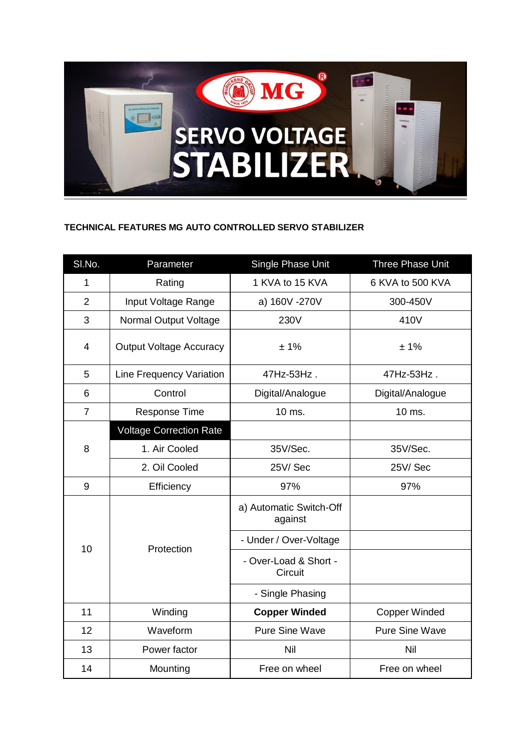**TECHNICAL FEATURES MG AUTO CONTROLLED SERVO STABILIZER**

| Sl.No. | Parameter | Single Phase Unit | Three Phase Unit |
|---|---|---|---|
| 1 | Rating | 1 KVA to 15 KVA | 6 KVA to 500 KVA |
| 2 | Input Voltage Range | a) 160V -270V | 300-450V |
| 3 | Normal Output Voltage | 230V | 410V |
| 4 | Output Voltage Accuracy | ± 1% | ± 1% |
| 5 | Line Frequency Variation | 47Hz-53Hz . | 47Hz-53Hz . |
| 6 | Control | Digital/Analogue | Digital/Analogue |
| 7 | Response Time | 10 ms. | 10 ms. |
| 8 | Voltage Correction Rate | | |
| | 1. Air Cooled | 35V/Sec. | 35V/Sec. |
| | 2. Oil Cooled | 25V/ Sec | 25V/ Sec |
| 9 | Efficiency | 97% | 97% |
| 10 | Protection | a) Automatic Switch-Off against | |
| | | - Under / Over-Voltage | |
| | | - Over-Load & Short -Circuit | |
| | | - Single Phasing | |
| 11 | Winding | **Copper Winded** | Copper Winded |
| 12 | Waveform | Pure Sine Wave | Pure Sine Wave |
| 13 | Power factor | Nil | Nil |
| 14 | Mounting | Free on wheel | Free on wheel |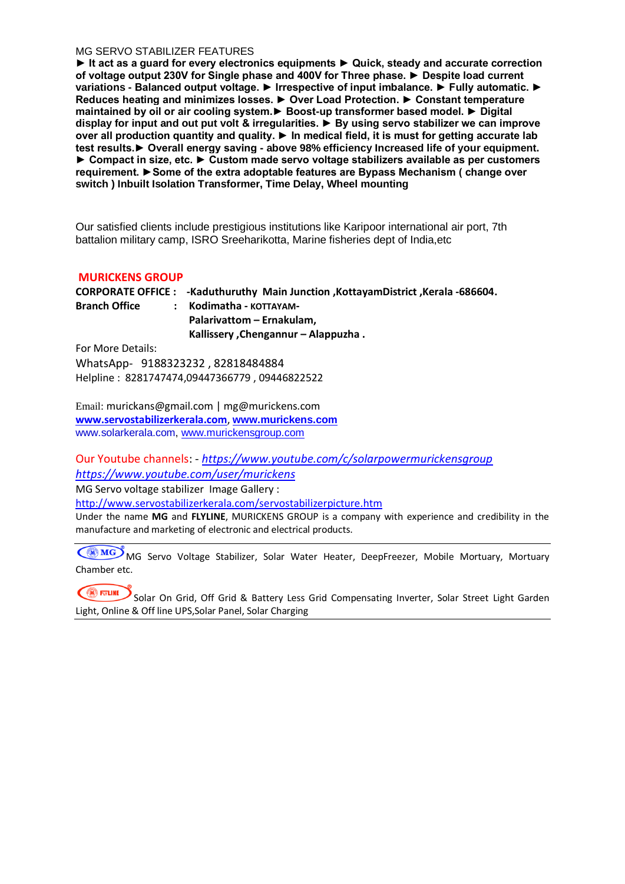MG SERVO STABILIZER FEATURES

**► It act as a guard for every electronics equipments ► Quick, steady and accurate correction of voltage output 230V for Single phase and 400V for Three phase. ► Despite load current variations - Balanced output voltage. ► Irrespective of input imbalance. ► Fully automatic. ► Reduces heating and minimizes losses. ► Over Load Protection. ► Constant temperature maintained by oil or air cooling system.► Boost-up transformer based model. ► Digital display for input and out put volt & irregularities. ► By using servo stabilizer we can improve over all production quantity and quality. ► In medical field, it is must for getting accurate lab test results.► Overall energy saving - above 98% efficiency Increased life of your equipment. ► Compact in size, etc. ► Custom made servo voltage stabilizers available as per customers requirement. ►Some of the extra adoptable features are Bypass Mechanism ( change over switch ) Inbuilt Isolation Transformer, Time Delay, Wheel mounting**

Our satisfied clients include prestigious institutions like Karipoor international air port, 7th battalion military camp, ISRO Sreeharikotta, Marine fisheries dept of India,etc

**MURICKENS GROUP**

**CORPORATE OFFICE : -Kaduthuruthy Main Junction ,KottayamDistrict ,Kerala -686604.**

**Branch Office : Kodimatha - KOTTAYAM-**
**Palarivattom – Ernakulam,**
**Kallissery ,Chengannur – Alappuzha .**

For More Details:

WhatsApp- 9188323232 , 82818484884

Helpline : 8281747474,09447366779 , 09446822522

Email: murickans@gmail.com | mg@murickens.com

**www.servostabilizerkerala.com**, **www.murickens.com**

www.solarkerala.com, www.murickensgroup.com

Our Youtube channels: - *https://www.youtube.com/c/solarpowermurickensgroup*
*https://www.youtube.com/user/murickens*

MG Servo voltage stabilizer Image Gallery :
http://www.servostabilizerkerala.com/servostabilizerpicture.htm

Under the name **MG** and **FLYLINE**, MURICKENS GROUP is a company with experience and credibility in the manufacture and marketing of electronic and electrical products.

MG MG Servo Voltage Stabilizer, Solar Water Heater, DeepFreezer, Mobile Mortuary, Mortuary Chamber etc.

FLYLINE Solar On Grid, Off Grid & Battery Less Grid Compensating Inverter, Solar Street Light Garden Light, Online & Off line UPS,Solar Panel, Solar Charging